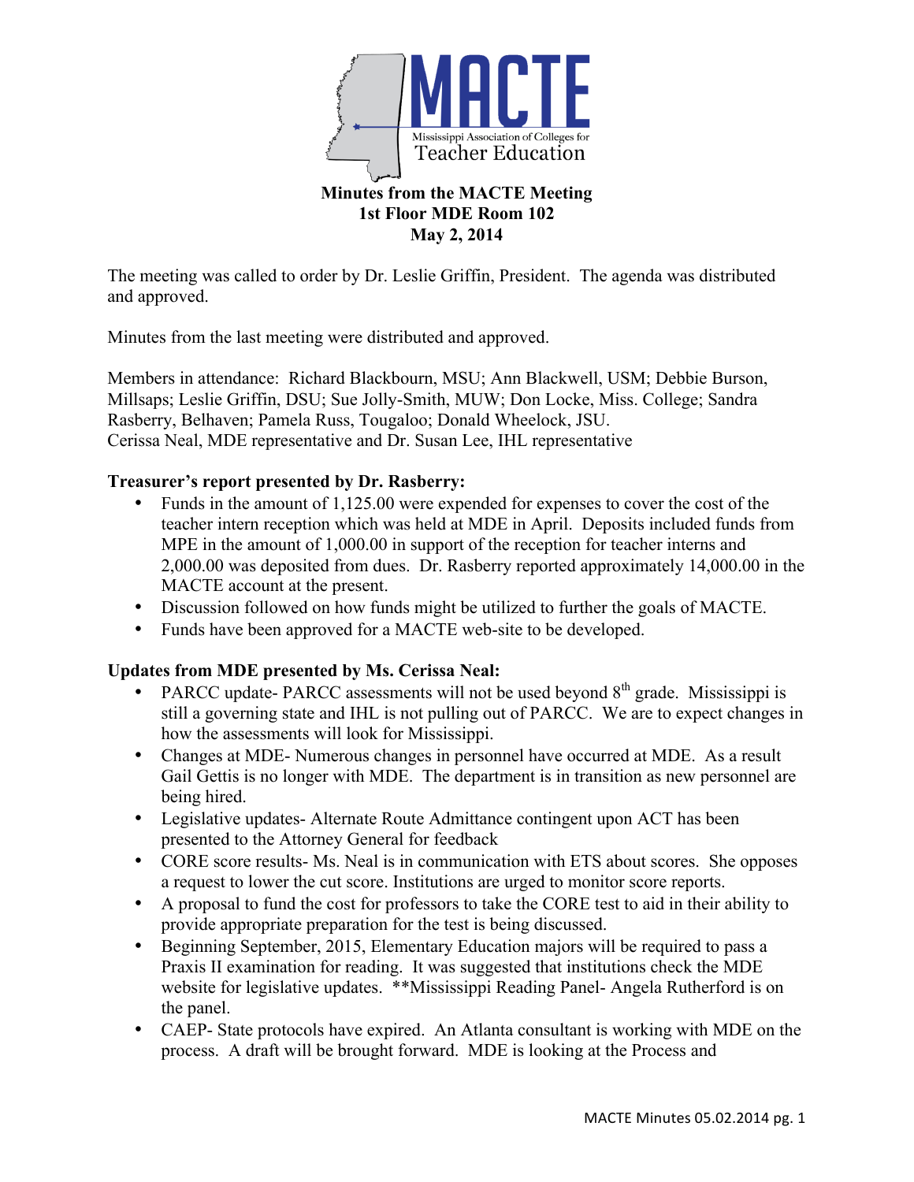MACTE

Mississippi Association of Colleges for Teacher Education

# Minutes from the MACTE Meeting
## 1st Floor MDE Room 102
## May 2, 2014

The meeting was called to order by Dr. Leslie Griffin, President. The agenda was distributed and approved.

Minutes from the last meeting were distributed and approved.

Members in attendance: Richard Blackbourn, MSU; Ann Blackwell, USM; Debbie Burson, Millsaps; Leslie Griffin, DSU; Sue Jolly-Smith, MUW; Don Locke, Miss. College; Sandra Rasberry, Belhaven; Pamela Russ, Tougaloo; Donald Wheelock, JSU.
Cerissa Neal, MDE representative and Dr. Susan Lee, IHL representative

**Treasurer's report presented by Dr. Rasberry:**

- Funds in the amount of 1,125.00 were expended for expenses to cover the cost of the teacher intern reception which was held at MDE in April. Deposits included funds from MPE in the amount of 1,000.00 in support of the reception for teacher interns and 2,000.00 was deposited from dues. Dr. Rasberry reported approximately 14,000.00 in the MACTE account at the present.
- Discussion followed on how funds might be utilized to further the goals of MACTE.
- Funds have been approved for a MACTE web-site to be developed.

**Updates from MDE presented by Ms. Cerissa Neal:**

- PARCC update- PARCC assessments will not be used beyond 8th grade. Mississippi is still a governing state and IHL is not pulling out of PARCC. We are to expect changes in how the assessments will look for Mississippi.
- Changes at MDE- Numerous changes in personnel have occurred at MDE. As a result Gail Gettis is no longer with MDE. The department is in transition as new personnel are being hired.
- Legislative updates- Alternate Route Admittance contingent upon ACT has been presented to the Attorney General for feedback
- CORE score results- Ms. Neal is in communication with ETS about scores. She opposes a request to lower the cut score. Institutions are urged to monitor score reports.
- A proposal to fund the cost for professors to take the CORE test to aid in their ability to provide appropriate preparation for the test is being discussed.
- Beginning September, 2015, Elementary Education majors will be required to pass a Praxis II examination for reading. It was suggested that institutions check the MDE website for legislative updates. **Mississippi Reading Panel- Angela Rutherford is on the panel.
- CAEP- State protocols have expired. An Atlanta consultant is working with MDE on the process. A draft will be brought forward. MDE is looking at the Process and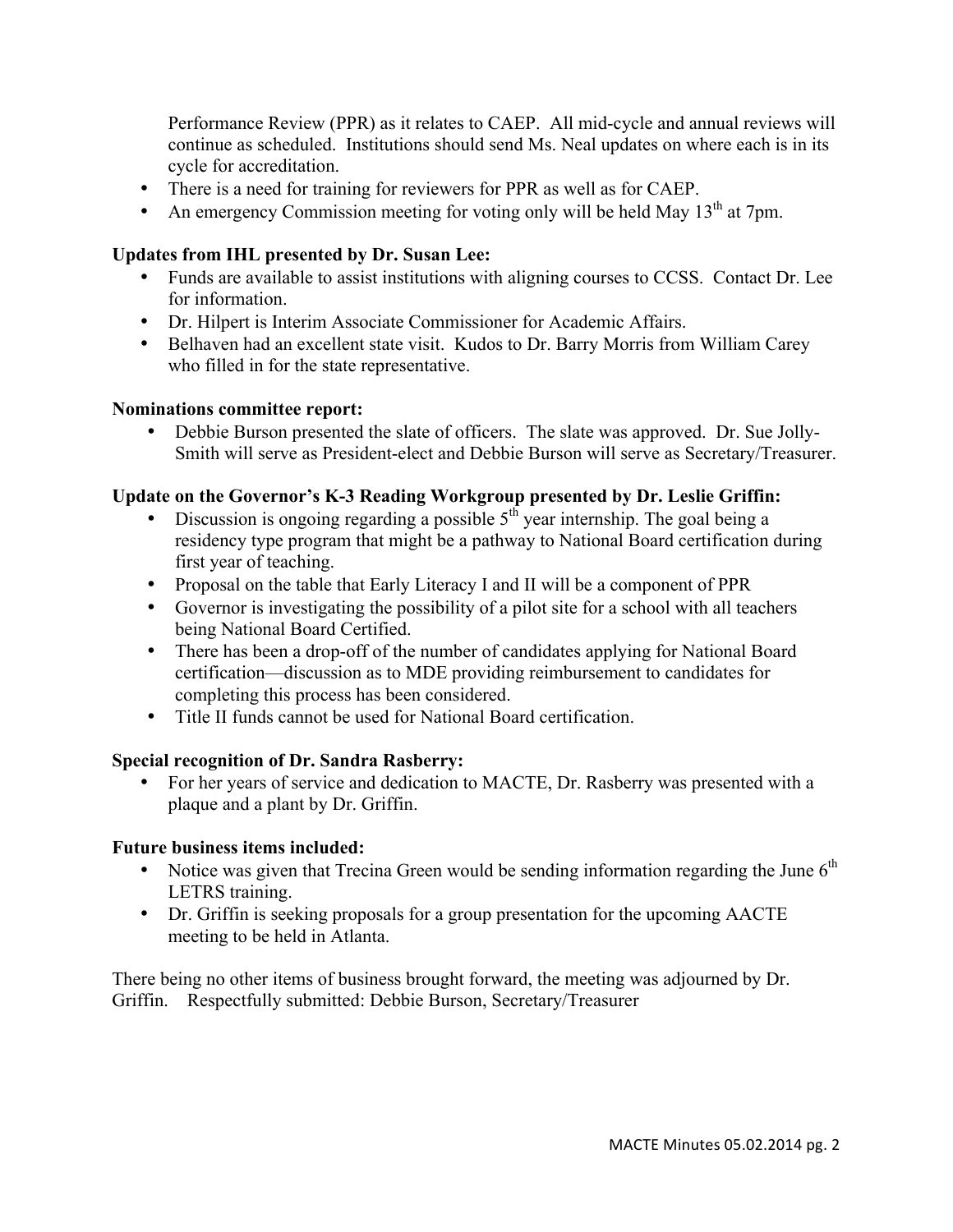Performance Review (PPR) as it relates to CAEP. All mid-cycle and annual reviews will continue as scheduled. Institutions should send Ms. Neal updates on where each is in its cycle for accreditation.

- There is a need for training for reviewers for PPR as well as for CAEP.
- An emergency Commission meeting for voting only will be held May 13th at 7pm.

**Updates from IHL presented by Dr. Susan Lee:**

- Funds are available to assist institutions with aligning courses to CCSS. Contact Dr. Lee for information.
- Dr. Hilpert is Interim Associate Commissioner for Academic Affairs.
- Belhaven had an excellent state visit. Kudos to Dr. Barry Morris from William Carey who filled in for the state representative.

**Nominations committee report:**

- Debbie Burson presented the slate of officers. The slate was approved. Dr. Sue Jolly-Smith will serve as President-elect and Debbie Burson will serve as Secretary/Treasurer.

**Update on the Governor's K-3 Reading Workgroup presented by Dr. Leslie Griffin:**

- Discussion is ongoing regarding a possible 5th year internship. The goal being a residency type program that might be a pathway to National Board certification during first year of teaching.
- Proposal on the table that Early Literacy I and II will be a component of PPR
- Governor is investigating the possibility of a pilot site for a school with all teachers being National Board Certified.
- There has been a drop-off of the number of candidates applying for National Board certification—discussion as to MDE providing reimbursement to candidates for completing this process has been considered.
- Title II funds cannot be used for National Board certification.

**Special recognition of Dr. Sandra Rasberry:**

- For her years of service and dedication to MACTE, Dr. Rasberry was presented with a plaque and a plant by Dr. Griffin.

**Future business items included:**

- Notice was given that Trecina Green would be sending information regarding the June 6th LETRS training.
- Dr. Griffin is seeking proposals for a group presentation for the upcoming AACTE meeting to be held in Atlanta.

There being no other items of business brought forward, the meeting was adjourned by Dr. Griffin. Respectfully submitted: Debbie Burson, Secretary/Treasurer